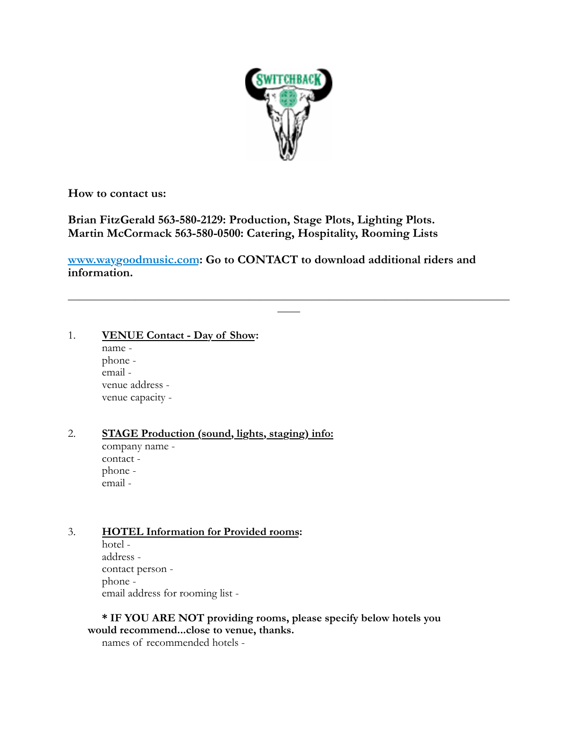**How to contact us:**

**Brian FitzGerald 563-580-2129: Production, Stage Plots, Lighting Plots.**
**Martin McCormack 563-580-0500: Catering, Hospitality, Rooming Lists**

**[www.waygoodmusic.com](http://www.waygoodmusic.com): Go to CONTACT to download additional riders and information.**

---

1. **VENUE Contact - Day of Show:**
   name -
   phone -
   email -
   venue address -
   venue capacity -

2. **STAGE Production (sound, lights, staging) info:**
   company name -
   contact -
   phone -
   email -

3. **HOTEL Information for Provided rooms:**
   hotel -
   address -
   contact person -
   phone -
   email address for rooming list -

   **\* IF YOU ARE NOT providing rooms, please specify below hotels you would recommend...close to venue, thanks.**
   names of recommended hotels -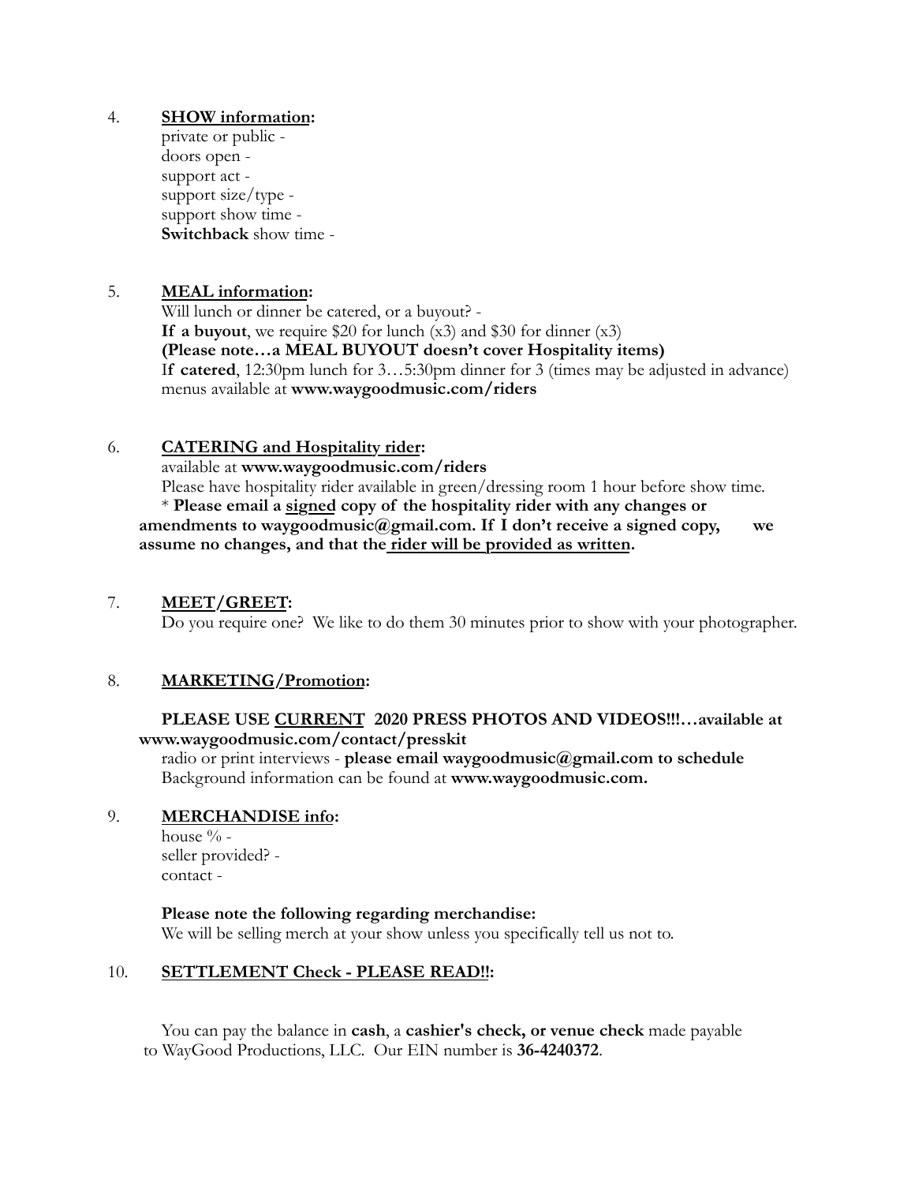4. **<u>SHOW information</u>:**
   private or public -
   doors open -
   support act -
   support size/type -
   support show time -
   **Switchback** show time -

5. **<u>MEAL information</u>:**
   Will lunch or dinner be catered, or a buyout? -
   **If a buyout**, we require $20 for lunch (x3) and $30 for dinner (x3)
   **(Please note…a MEAL BUYOUT doesn't cover Hospitality items)**
   I**f catered**, 12:30pm lunch for 3…5:30pm dinner for 3 (times may be adjusted in advance)
   menus available at **www.waygoodmusic.com/riders**

6. **<u>CATERING and Hospitality rider</u>:**
   available at **www.waygoodmusic.com/riders**
   Please have hospitality rider available in green/dressing room 1 hour before show time.
   * **Please email a <u>signed</u> copy of the hospitality rider with any changes or amendments to waygoodmusic@gmail.com. If I don't receive a signed copy, we assume no changes, and that the <u>rider will be provided as written</u>.**

7. **<u>MEET</u>/<u>GREET</u>:**
   Do you require one? We like to do them 30 minutes prior to show with your photographer.

8. **<u>MARKETING/Promotion</u>:**

   **PLEASE USE <u>CURRENT</u> 2020 PRESS PHOTOS AND VIDEOS!!!…available at www.waygoodmusic.com/contact/presskit**
   radio or print interviews - **please email waygoodmusic@gmail.com to schedule**
   Background information can be found at **www.waygoodmusic.com.**

9. **<u>MERCHANDISE info</u>:**
   house % -
   seller provided? -
   contact -

   **Please note the following regarding merchandise:**
   We will be selling merch at your show unless you specifically tell us not to.

10. **<u>SETTLEMENT Check - PLEASE READ!!</u>:**

    You can pay the balance in **cash**, a **cashier's check, or venue check** made payable to WayGood Productions, LLC. Our EIN number is **36-4240372**.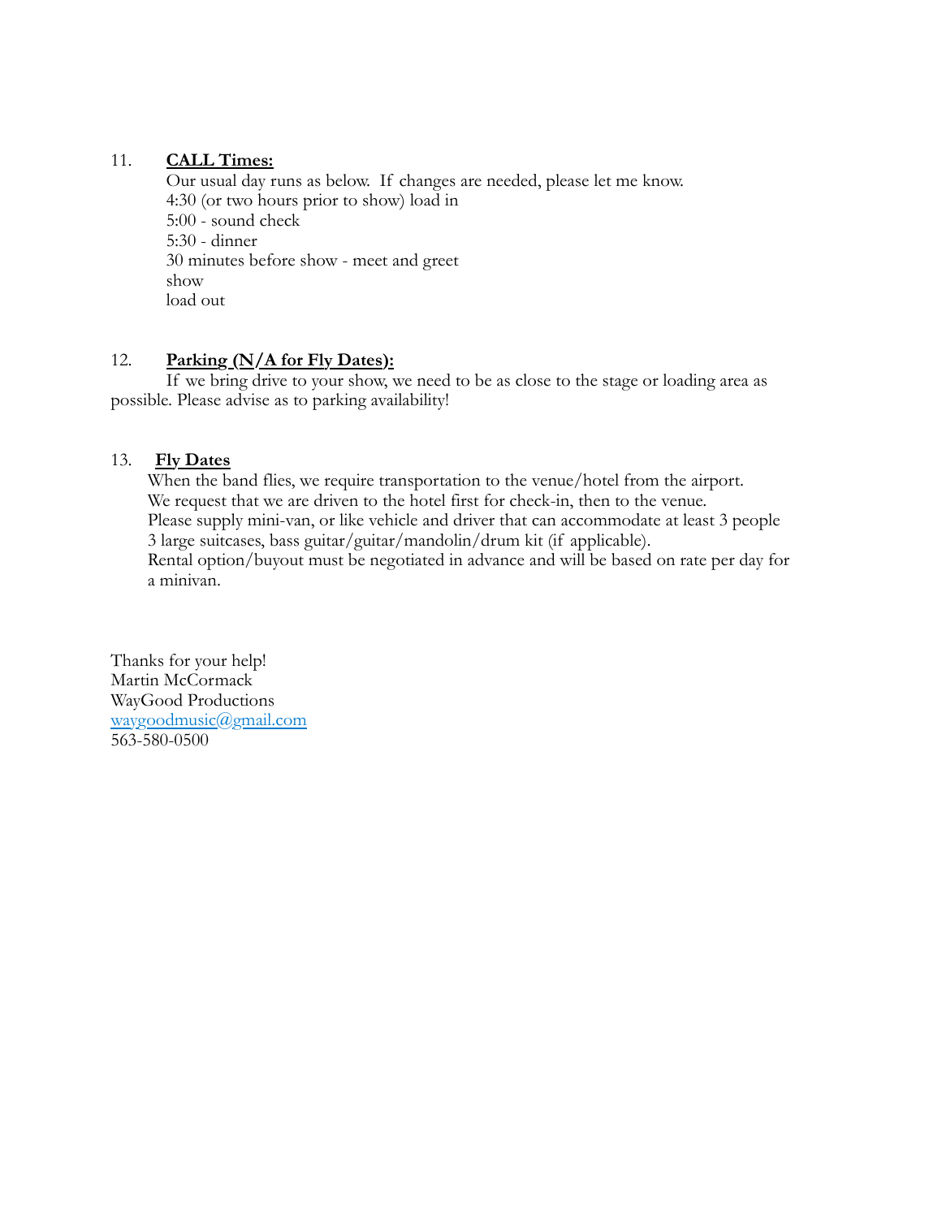11. **<u>CALL Times:</u>**

Our usual day runs as below. If changes are needed, please let me know.
4:30 (or two hours prior to show) load in
5:00 - sound check
5:30 - dinner
30 minutes before show - meet and greet
show
load out

12. **<u>Parking (N/A for Fly Dates):</u>**

If we bring drive to your show, we need to be as close to the stage or loading area as possible. Please advise as to parking availability!

13. **<u>Fly Dates</u>**

When the band flies, we require transportation to the venue/hotel from the airport.
We request that we are driven to the hotel first for check-in, then to the venue.
Please supply mini-van, or like vehicle and driver that can accommodate at least 3 people 3 large suitcases, bass guitar/guitar/mandolin/drum kit (if applicable).
Rental option/buyout must be negotiated in advance and will be based on rate per day for a minivan.

Thanks for your help!
Martin McCormack
WayGood Productions
waygoodmusic@gmail.com
563-580-0500